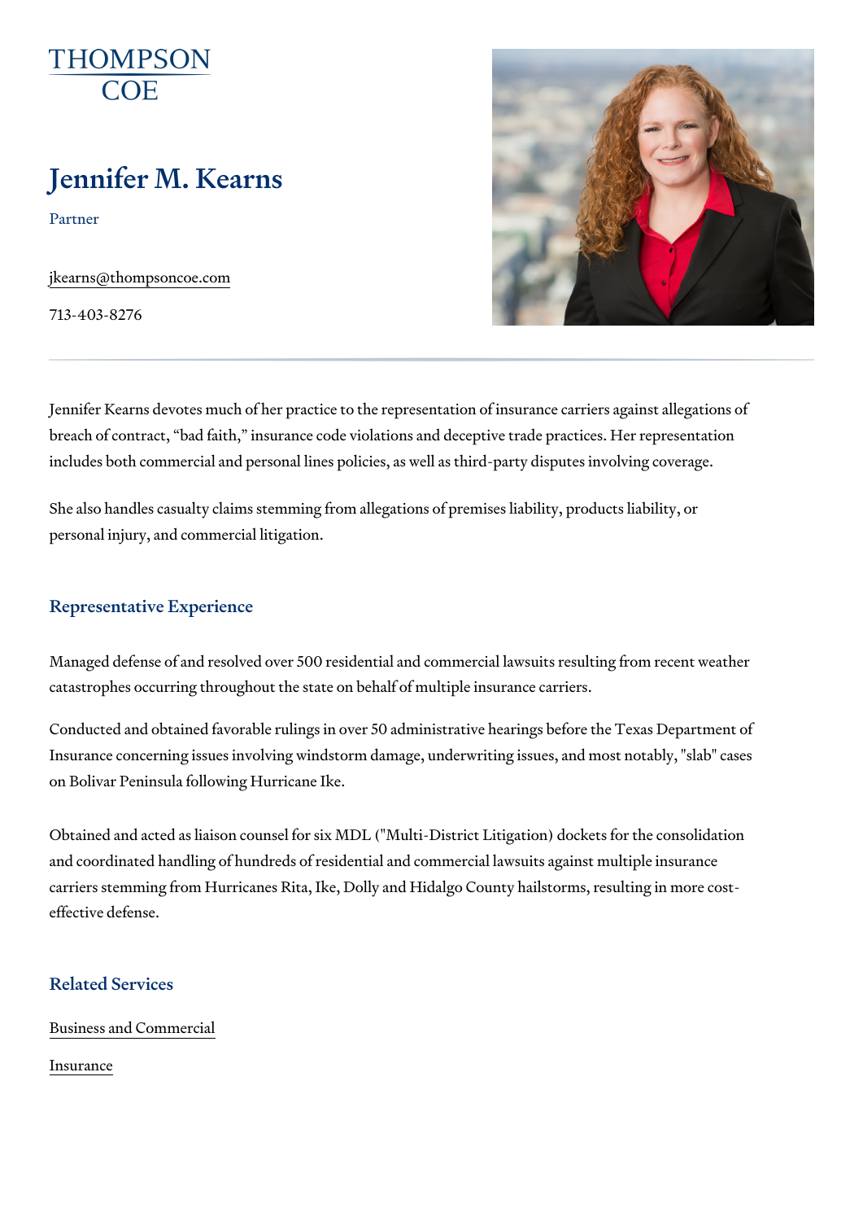THOMPSON COE

# Jennifer M. Kearns

Partner

jkearns@thompsoncoe.com

713-403-8276

Jennifer Kearns devotes much of her practice to the representation of insurance carriers against allegations of breach of contract, "bad faith," insurance code violations and deceptive trade practices. Her representation includes both commercial and personal lines policies, as well as third-party disputes involving coverage.

She also handles casualty claims stemming from allegations of premises liability, products liability, or personal injury, and commercial litigation.

## Representative Experience

Managed defense of and resolved over 500 residential and commercial lawsuits resulting from recent weather catastrophes occurring throughout the state on behalf of multiple insurance carriers.

Conducted and obtained favorable rulings in over 50 administrative hearings before the Texas Department of Insurance concerning issues involving windstorm damage, underwriting issues, and most notably, "slab" cases on Bolivar Peninsula following Hurricane Ike.

Obtained and acted as liaison counsel for six MDL ("Multi-District Litigation) dockets for the consolidation and coordinated handling of hundreds of residential and commercial lawsuits against multiple insurance carriers stemming from Hurricanes Rita, Ike, Dolly and Hidalgo County hailstorms, resulting in more cost-effective defense.

## Related Services

Business and Commercial

Insurance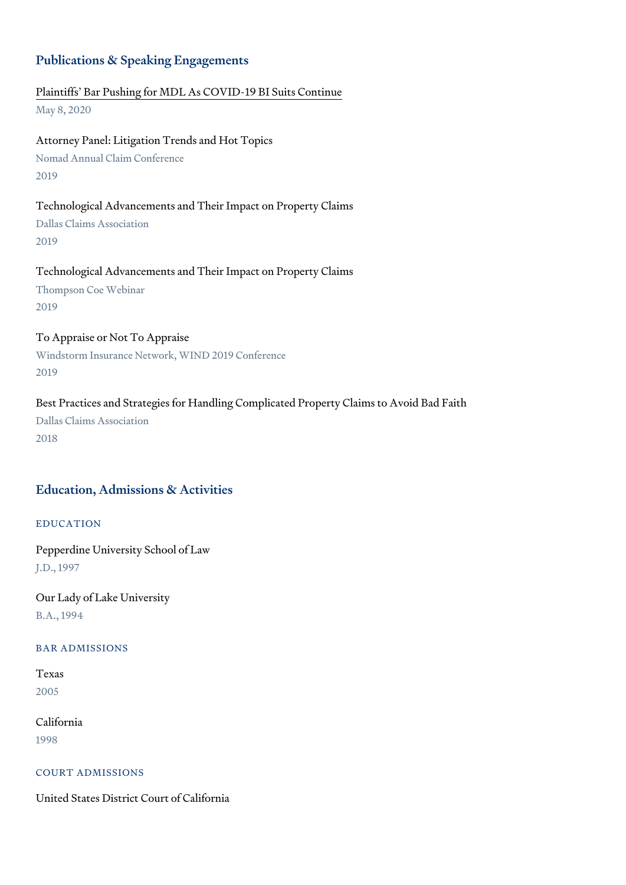## Publications & Speaking Engagements

Plaintiffs' Bar Pushing for MDL As COVID-19 BI Suits Continue
May 8, 2020

Attorney Panel: Litigation Trends and Hot Topics
Nomad Annual Claim Conference
2019

Technological Advancements and Their Impact on Property Claims
Dallas Claims Association
2019

Technological Advancements and Their Impact on Property Claims
Thompson Coe Webinar
2019

To Appraise or Not To Appraise
Windstorm Insurance Network, WIND 2019 Conference
2019

Best Practices and Strategies for Handling Complicated Property Claims to Avoid Bad Faith
Dallas Claims Association
2018

## Education, Admissions & Activities

### EDUCATION

Pepperdine University School of Law
J.D., 1997

Our Lady of Lake University
B.A., 1994

### BAR ADMISSIONS

Texas
2005

California
1998

### COURT ADMISSIONS

United States District Court of California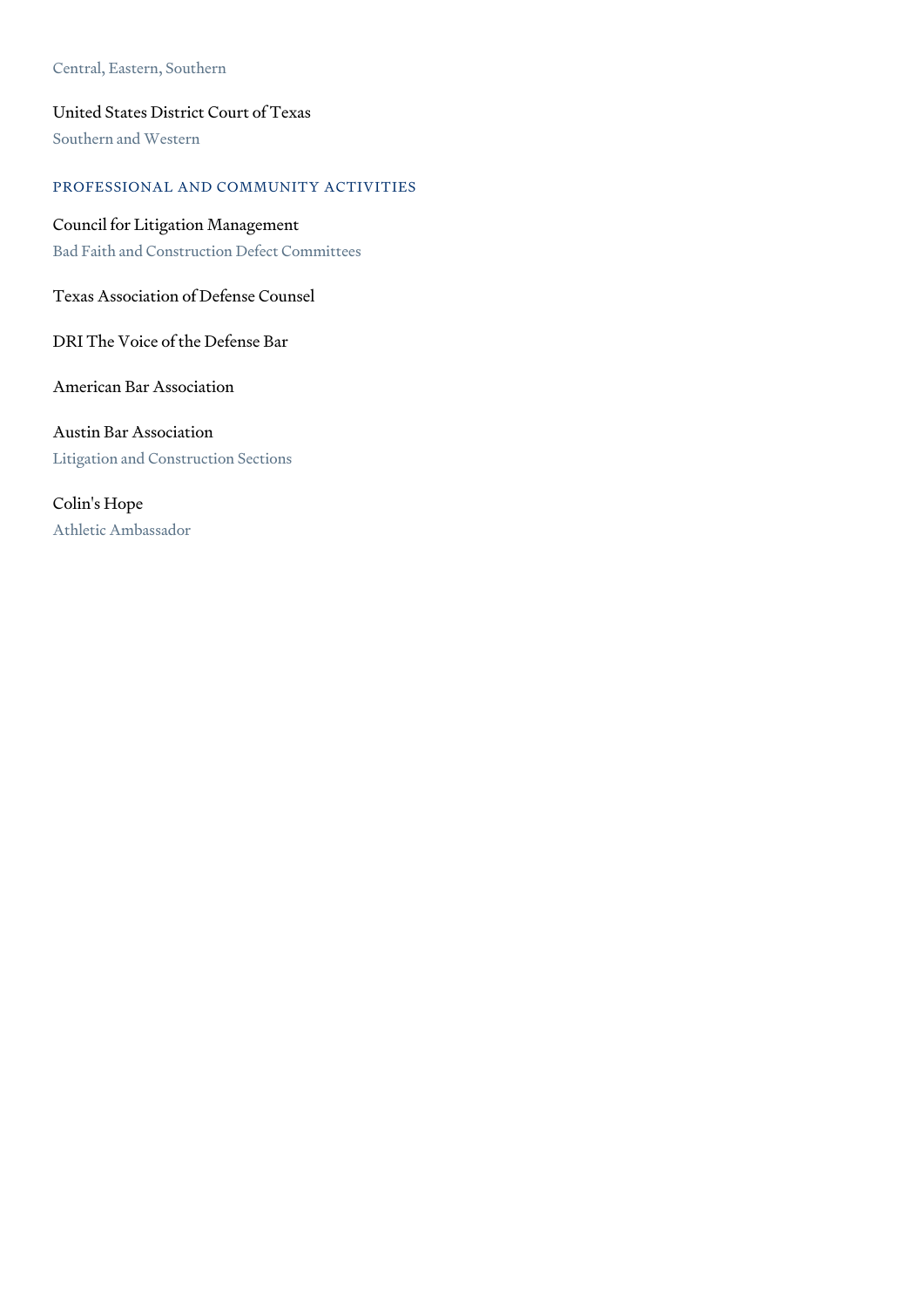Central, Eastern, Southern

United States District Court of Texas

Southern and Western

## PROFESSIONAL AND COMMUNITY ACTIVITIES

Council for Litigation Management

Bad Faith and Construction Defect Committees

Texas Association of Defense Counsel

DRI The Voice of the Defense Bar

American Bar Association

Austin Bar Association

Litigation and Construction Sections

Colin's Hope

Athletic Ambassador